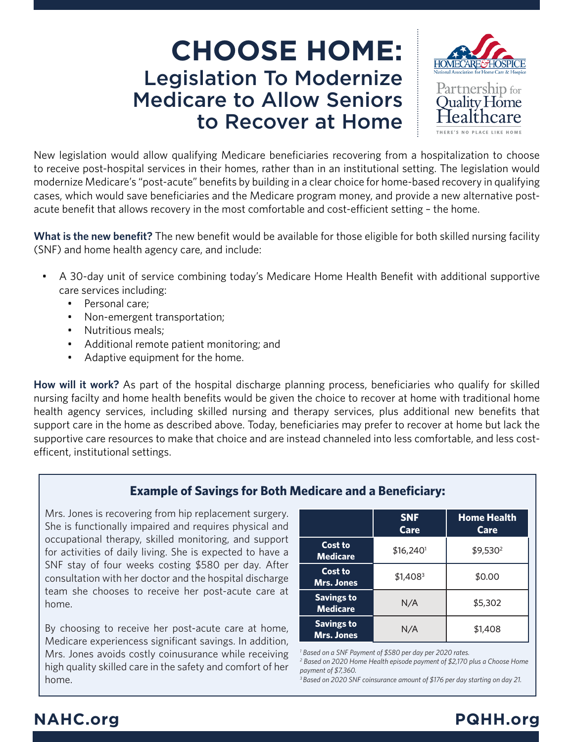# CHOOSE HOME:
## Legislation To Modernize Medicare to Allow Seniors to Recover at Home

HOMECARE & HOSPICE
National Association for Home Care & Hospice

Partnership for Quality Home Healthcare
THERE'S NO PLACE LIKE HOME

New legislation would allow qualifying Medicare beneficiaries recovering from a hospitalization to choose to receive post-hospital services in their homes, rather than in an institutional setting. The legislation would modernize Medicare's "post-acute" benefits by building in a clear choice for home-based recovery in qualifying cases, which would save beneficiaries and the Medicare program money, and provide a new alternative post-acute benefit that allows recovery in the most comfortable and cost-efficient setting – the home.

**What is the new benefit?** The new benefit would be available for those eligible for both skilled nursing facility (SNF) and home health agency care, and include:

- A 30-day unit of service combining today's Medicare Home Health Benefit with additional supportive care services including:
  - Personal care;
  - Non-emergent transportation;
  - Nutritious meals;
  - Additional remote patient monitoring; and
  - Adaptive equipment for the home.

**How will it work?** As part of the hospital discharge planning process, beneficiaries who qualify for skilled nursing facilty and home health benefits would be given the choice to recover at home with traditional home health agency services, including skilled nursing and therapy services, plus additional new benefits that support care in the home as described above. Today, beneficiaries may prefer to recover at home but lack the supportive care resources to make that choice and are instead channeled into less comfortable, and less cost-efficent, institutional settings.

### Example of Savings for Both Medicare and a Beneficiary:

Mrs. Jones is recovering from hip replacement surgery. She is functionally impaired and requires physical and occupational therapy, skilled monitoring, and support for activities of daily living. She is expected to have a SNF stay of four weeks costing $580 per day. After consultation with her doctor and the hospital discharge team she chooses to receive her post-acute care at home.

By choosing to receive her post-acute care at home, Medicare experiencess significant savings. In addition, Mrs. Jones avoids costly coinusurance while receiving high quality skilled care in the safety and comfort of her home.

| | SNF Care | Home Health Care |
|---|---|---|
| **Cost to Medicare** | $16,240[1] | $9,530[2] |
| **Cost to Mrs. Jones** | $1,408[3] | $0.00 |
| **Savings to Medicare** | N/A | $5,302 |
| **Savings to Mrs. Jones** | N/A | $1,408 |

*[1] Based on a SNF Payment of $580 per day per 2020 rates.*
*[2] Based on 2020 Home Health episode payment of $2,170 plus a Choose Home payment of $7,360.*
*[3] Based on 2020 SNF coinsurance amount of $176 per day starting on day 21.*

**NAHC.org** **PQHH.org**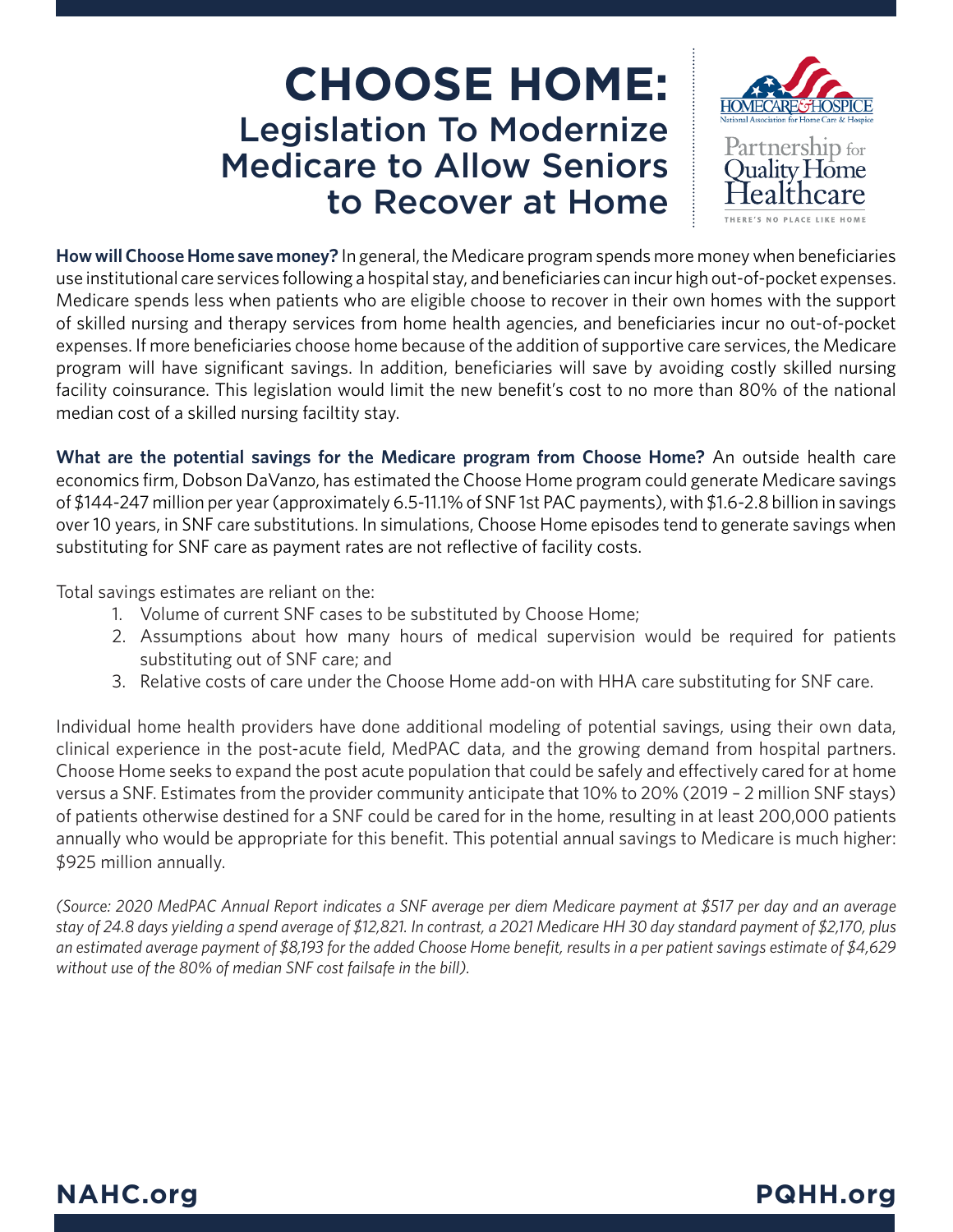# CHOOSE HOME:

## Legislation To Modernize Medicare to Allow Seniors to Recover at Home

HOMECARE & HOSPICE
National Association for Home Care & Hospice

Partnership for Quality Home Healthcare
THERE'S NO PLACE LIKE HOME

**How will Choose Home save money?** In general, the Medicare program spends more money when beneficiaries use institutional care services following a hospital stay, and beneficiaries can incur high out-of-pocket expenses. Medicare spends less when patients who are eligible choose to recover in their own homes with the support of skilled nursing and therapy services from home health agencies, and beneficiaries incur no out-of-pocket expenses. If more beneficiaries choose home because of the addition of supportive care services, the Medicare program will have significant savings. In addition, beneficiaries will save by avoiding costly skilled nursing facility coinsurance. This legislation would limit the new benefit's cost to no more than 80% of the national median cost of a skilled nursing faciltity stay.

**What are the potential savings for the Medicare program from Choose Home?** An outside health care economics firm, Dobson DaVanzo, has estimated the Choose Home program could generate Medicare savings of $144-247 million per year (approximately 6.5-11.1% of SNF 1st PAC payments), with $1.6-2.8 billion in savings over 10 years, in SNF care substitutions. In simulations, Choose Home episodes tend to generate savings when substituting for SNF care as payment rates are not reflective of facility costs.

Total savings estimates are reliant on the:

1. Volume of current SNF cases to be substituted by Choose Home;
2. Assumptions about how many hours of medical supervision would be required for patients substituting out of SNF care; and
3. Relative costs of care under the Choose Home add-on with HHA care substituting for SNF care.

Individual home health providers have done additional modeling of potential savings, using their own data, clinical experience in the post-acute field, MedPAC data, and the growing demand from hospital partners. Choose Home seeks to expand the post acute population that could be safely and effectively cared for at home versus a SNF. Estimates from the provider community anticipate that 10% to 20% (2019 – 2 million SNF stays) of patients otherwise destined for a SNF could be cared for in the home, resulting in at least 200,000 patients annually who would be appropriate for this benefit. This potential annual savings to Medicare is much higher: $925 million annually.

*(Source: 2020 MedPAC Annual Report indicates a SNF average per diem Medicare payment at $517 per day and an average stay of 24.8 days yielding a spend average of $12,821. In contrast, a 2021 Medicare HH 30 day standard payment of $2,170, plus an estimated average payment of $8,193 for the added Choose Home benefit, results in a per patient savings estimate of $4,629 without use of the 80% of median SNF cost failsafe in the bill).*

**NAHC.org** **PQHH.org**